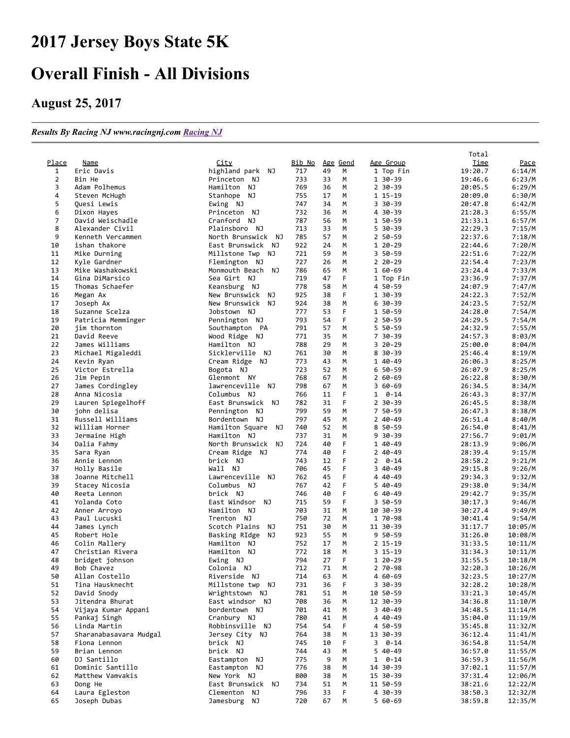# 2017 Jersey Boys State 5K

# Overall Finish - All Divisions

## August 25, 2017

*Results By Racing NJ www.racingnj.com Racing NJ*

| Place | Name | City | Bib No | Age | Gend | Age Group | Total Time | Pace |
|---|---|---|---|---|---|---|---|---|
| 1 | Eric Davis | highland park NJ | 717 | 49 | M | 1 Top Fin | 19:20.7 | 6:14/M |
| 2 | Bin He | Princeton NJ | 733 | 33 | M | 1 30-39 | 19:46.6 | 6:23/M |
| 3 | Adam Polhemus | Hamilton NJ | 769 | 36 | M | 2 30-39 | 20:05.5 | 6:29/M |
| 4 | Steven McHugh | Stanhope NJ | 755 | 17 | M | 1 15-19 | 20:09.0 | 6:30/M |
| 5 | Quesi Lewis | Ewing NJ | 747 | 34 | M | 3 30-39 | 20:47.8 | 6:42/M |
| 6 | Dixon Hayes | Princeton NJ | 732 | 36 | M | 4 30-39 | 21:28.3 | 6:55/M |
| 7 | David Weischadle | Cranford NJ | 787 | 56 | M | 1 50-59 | 21:33.1 | 6:57/M |
| 8 | Alexander Civil | Plainsboro NJ | 713 | 33 | M | 5 30-39 | 22:29.3 | 7:15/M |
| 9 | Kenneth Vercammen | North Brunswick NJ | 785 | 57 | M | 2 50-59 | 22:37.6 | 7:18/M |
| 10 | ishan thakore | East Brunswick NJ | 922 | 24 | M | 1 20-29 | 22:44.6 | 7:20/M |
| 11 | Mike Durning | Millstone Twp NJ | 721 | 59 | M | 3 50-59 | 22:51.6 | 7:22/M |
| 12 | Kyle Gardner | Flemington NJ | 727 | 26 | M | 2 20-29 | 22:54.4 | 7:23/M |
| 13 | Mike Washakowski | Monmouth Beach NJ | 786 | 65 | M | 1 60-69 | 23:24.4 | 7:33/M |
| 14 | Gina DiMarsico | Sea Girt NJ | 719 | 47 | F | 1 Top Fin | 23:36.9 | 7:37/M |
| 15 | Thomas Schaefer | Keansburg NJ | 778 | 58 | M | 4 50-59 | 24:07.9 | 7:47/M |
| 16 | Megan Ax | New Brunswick NJ | 925 | 38 | F | 1 30-39 | 24:22.3 | 7:52/M |
| 17 | Joseph Ax | New Brunswick NJ | 924 | 38 | M | 6 30-39 | 24:23.5 | 7:52/M |
| 18 | Suzanne Scelza | Jobstown NJ | 777 | 53 | F | 1 50-59 | 24:28.0 | 7:54/M |
| 19 | Patricia Memminger | Pennington NJ | 793 | 54 | F | 2 50-59 | 24:29.5 | 7:54/M |
| 20 | jim thornton | Southampton PA | 791 | 57 | M | 5 50-59 | 24:32.9 | 7:55/M |
| 21 | David Reeve | Wood Ridge NJ | 771 | 35 | M | 7 30-39 | 24:57.3 | 8:03/M |
| 22 | James Williams | Hamilton NJ | 788 | 29 | M | 3 20-29 | 25:00.0 | 8:04/M |
| 23 | Michael Migaleddi | Sicklerville NJ | 761 | 30 | M | 8 30-39 | 25:46.4 | 8:19/M |
| 24 | Kevin Ryan | Cream Ridge NJ | 773 | 43 | M | 1 40-49 | 26:06.3 | 8:25/M |
| 25 | Victor Estrella | Bogota NJ | 723 | 52 | M | 6 50-59 | 26:07.9 | 8:25/M |
| 26 | Jim Pepin | Glenmont NY | 768 | 67 | M | 2 60-69 | 26:22.8 | 8:30/M |
| 27 | James Cordingley | lawrenceville NJ | 798 | 67 | M | 3 60-69 | 26:34.5 | 8:34/M |
| 28 | Anna Nicosia | Columbus NJ | 766 | 11 | F | 1 0-14 | 26:43.3 | 8:37/M |
| 29 | Lauren Spiegelhoff | East Brunswick NJ | 782 | 31 | F | 2 30-39 | 26:45.5 | 8:38/M |
| 30 | john delisa | Pennington NJ | 799 | 59 | M | 7 50-59 | 26:47.3 | 8:38/M |
| 31 | Russell Williams | Bordentown NJ | 797 | 45 | M | 2 40-49 | 26:51.4 | 8:40/M |
| 32 | William Horner | Hamilton Square NJ | 740 | 52 | M | 8 50-59 | 26:54.0 | 8:41/M |
| 33 | Jermaine High | Hamilton NJ | 737 | 31 | M | 9 30-39 | 27:56.7 | 9:01/M |
| 34 | Dalia Fahmy | North Brunswick NJ | 724 | 40 | F | 1 40-49 | 28:13.9 | 9:06/M |
| 35 | Sara Ryan | Cream Ridge NJ | 774 | 40 | F | 2 40-49 | 28:39.4 | 9:15/M |
| 36 | Annie Lennon | brick NJ | 743 | 12 | F | 2 0-14 | 28:58.2 | 9:21/M |
| 37 | Holly Basile | Wall NJ | 706 | 45 | F | 3 40-49 | 29:15.8 | 9:26/M |
| 38 | Joanne Mitchell | Lawrenceville NJ | 762 | 45 | F | 4 40-49 | 29:34.3 | 9:32/M |
| 39 | Stacey Nicosia | Columbus NJ | 767 | 42 | F | 5 40-49 | 29:38.0 | 9:34/M |
| 40 | Reeta Lennon | brick NJ | 746 | 40 | F | 6 40-49 | 29:42.7 | 9:35/M |
| 41 | Yolanda Coto | East Windsor NJ | 715 | 59 | F | 3 50-59 | 30:17.3 | 9:46/M |
| 42 | Anner Arroyo | Hamilton NJ | 703 | 31 | M | 10 30-39 | 30:27.4 | 9:49/M |
| 43 | Paul Lucuski | Trenton NJ | 750 | 72 | M | 1 70-98 | 30:41.4 | 9:54/M |
| 44 | James Lynch | Scotch Plains NJ | 751 | 30 | M | 11 30-39 | 31:17.7 | 10:05/M |
| 45 | Robert Hole | Basking RIdge NJ | 923 | 55 | M | 9 50-59 | 31:26.0 | 10:08/M |
| 46 | Colin Mallery | Hamilton NJ | 752 | 17 | M | 2 15-19 | 31:33.5 | 10:11/M |
| 47 | Christian Rivera | Hamilton NJ | 772 | 18 | M | 3 15-19 | 31:34.3 | 10:11/M |
| 48 | bridget johnson | Ewing NJ | 794 | 27 | F | 1 20-29 | 31:55.5 | 10:18/M |
| 49 | Bob Chavez | Colonia NJ | 712 | 71 | M | 2 70-98 | 32:20.3 | 10:26/M |
| 50 | Allan Costello | Riverside NJ | 714 | 63 | M | 4 60-69 | 32:23.5 | 10:27/M |
| 51 | Tina Hausknecht | Millstone twp NJ | 731 | 36 | F | 3 30-39 | 32:28.2 | 10:28/M |
| 52 | David Snody | Wrightstown NJ | 781 | 51 | M | 10 50-59 | 33:21.3 | 10:45/M |
| 53 | Jitendra Bhurat | East windsor NJ | 708 | 36 | M | 12 30-39 | 34:36.8 | 11:10/M |
| 54 | Vijaya Kumar Appani | bordentown NJ | 701 | 41 | M | 3 40-49 | 34:48.5 | 11:14/M |
| 55 | Pankaj Singh | Cranbury NJ | 780 | 41 | M | 4 40-49 | 35:04.0 | 11:19/M |
| 56 | Linda Martin | Robbinsville NJ | 754 | 54 | F | 4 50-59 | 35:45.8 | 11:32/M |
| 57 | Sharanabasavara Mudgal | Jersey City NJ | 764 | 38 | M | 13 30-39 | 36:12.4 | 11:41/M |
| 58 | Fiona Lennon | brick NJ | 745 | 10 | F | 3 0-14 | 36:54.8 | 11:54/M |
| 59 | Brian Lennon | brick NJ | 744 | 43 | M | 5 40-49 | 36:57.0 | 11:55/M |
| 60 | DJ Santillo | Eastampton NJ | 775 | 9 | M | 1 0-14 | 36:59.3 | 11:56/M |
| 61 | Dominic Santillo | Eastampton NJ | 776 | 38 | M | 14 30-39 | 37:02.1 | 11:57/M |
| 62 | Matthew Vamvakis | New York NJ | 800 | 38 | M | 15 30-39 | 37:31.4 | 12:06/M |
| 63 | Dong He | East Brunswick NJ | 734 | 51 | M | 11 50-59 | 38:21.6 | 12:22/M |
| 64 | Laura Egleston | Clementon NJ | 796 | 33 | F | 4 30-39 | 38:50.3 | 12:32/M |
| 65 | Joseph Dubas | Jamesburg NJ | 720 | 67 | M | 5 60-69 | 38:59.8 | 12:35/M |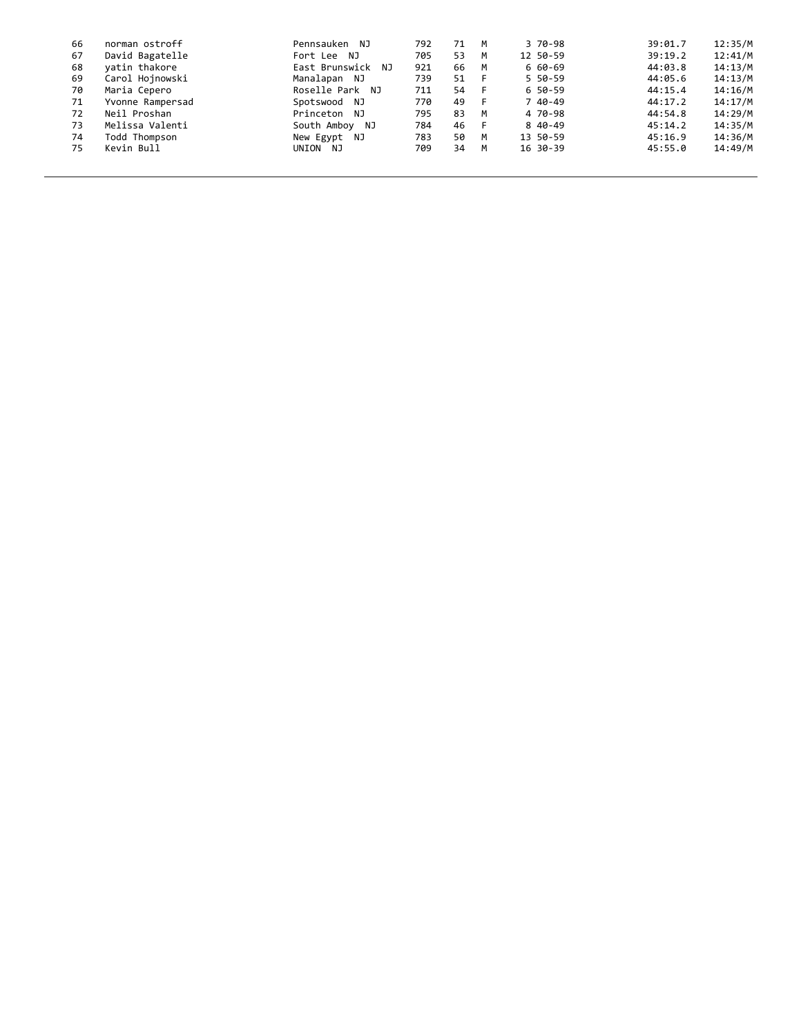| | | | | | | | | | |
|---|---|---|---|---|---|---|---|---|---|
| 66 | norman ostroff | Pennsauken NJ | 792 | 71 | M | 3 | 70-98 | 39:01.7 | 12:35/M |
| 67 | David Bagatelle | Fort Lee NJ | 705 | 53 | M | 12 | 50-59 | 39:19.2 | 12:41/M |
| 68 | yatin thakore | East Brunswick NJ | 921 | 66 | M | 6 | 60-69 | 44:03.8 | 14:13/M |
| 69 | Carol Hojnowski | Manalapan NJ | 739 | 51 | F | 5 | 50-59 | 44:05.6 | 14:13/M |
| 70 | Maria Cepero | Roselle Park NJ | 711 | 54 | F | 6 | 50-59 | 44:15.4 | 14:16/M |
| 71 | Yvonne Rampersad | Spotswood NJ | 770 | 49 | F | 7 | 40-49 | 44:17.2 | 14:17/M |
| 72 | Neil Proshan | Princeton NJ | 795 | 83 | M | 4 | 70-98 | 44:54.8 | 14:29/M |
| 73 | Melissa Valenti | South Amboy NJ | 784 | 46 | F | 8 | 40-49 | 45:14.2 | 14:35/M |
| 74 | Todd Thompson | New Egypt NJ | 783 | 50 | M | 13 | 50-59 | 45:16.9 | 14:36/M |
| 75 | Kevin Bull | UNION NJ | 709 | 34 | M | 16 | 30-39 | 45:55.0 | 14:49/M |